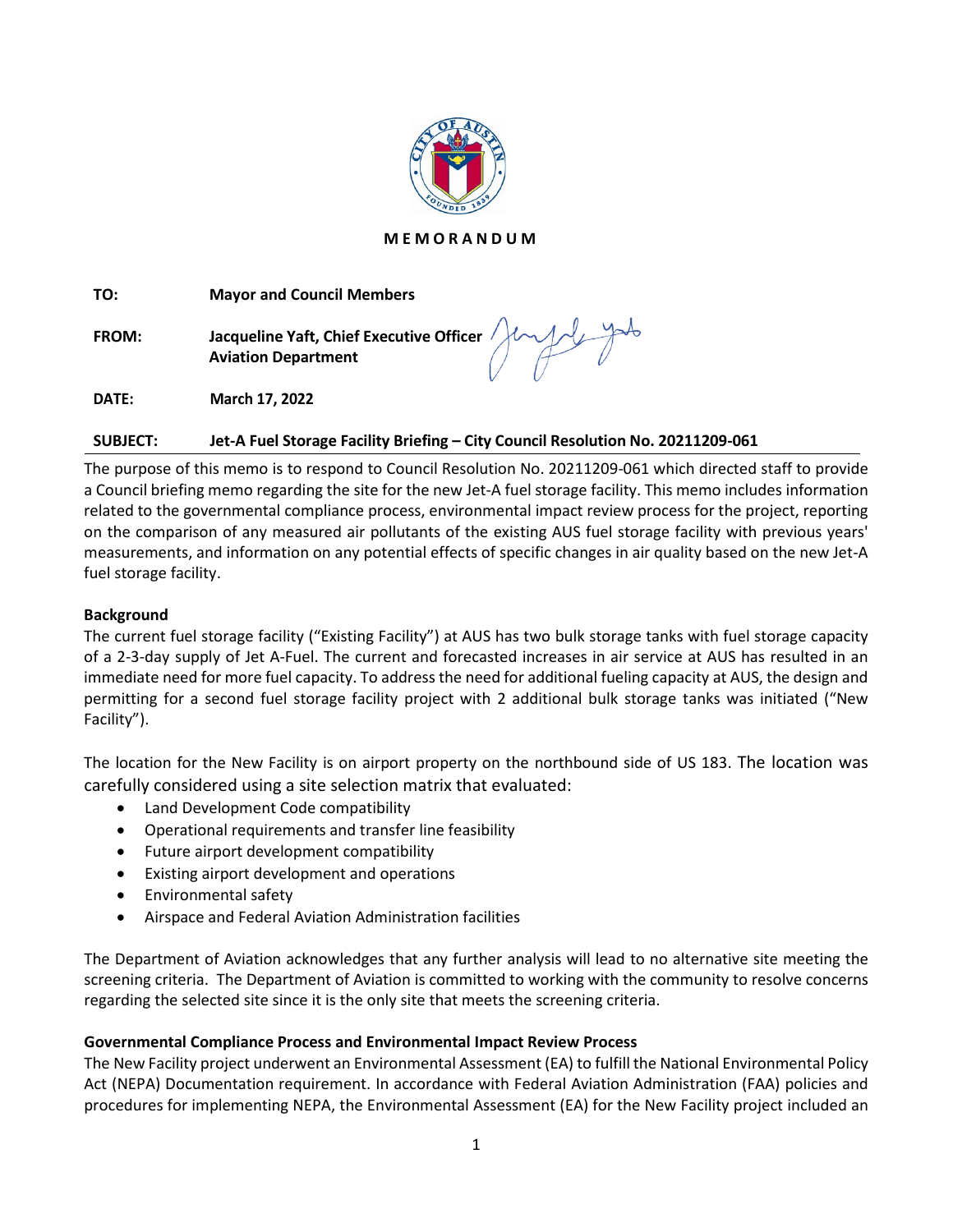**M E M O R A N D U M**

| | |
|---|---|
| **TO:** | **Mayor and Council Members** |
| **FROM:** | **Jacqueline Yaft, Chief Executive Officer**<br>**Aviation Department** |
| **DATE:** | **March 17, 2022** |
| **SUBJECT:** | **Jet-A Fuel Storage Facility Briefing – City Council Resolution No. 20211209-061** |

The purpose of this memo is to respond to Council Resolution No. 20211209-061 which directed staff to provide a Council briefing memo regarding the site for the new Jet-A fuel storage facility. This memo includes information related to the governmental compliance process, environmental impact review process for the project, reporting on the comparison of any measured air pollutants of the existing AUS fuel storage facility with previous years' measurements, and information on any potential effects of specific changes in air quality based on the new Jet-A fuel storage facility.

**Background**

The current fuel storage facility ("Existing Facility") at AUS has two bulk storage tanks with fuel storage capacity of a 2-3-day supply of Jet A-Fuel. The current and forecasted increases in air service at AUS has resulted in an immediate need for more fuel capacity. To address the need for additional fueling capacity at AUS, the design and permitting for a second fuel storage facility project with 2 additional bulk storage tanks was initiated ("New Facility").

The location for the New Facility is on airport property on the northbound side of US 183. The location was carefully considered using a site selection matrix that evaluated:

- Land Development Code compatibility
- Operational requirements and transfer line feasibility
- Future airport development compatibility
- Existing airport development and operations
- Environmental safety
- Airspace and Federal Aviation Administration facilities

The Department of Aviation acknowledges that any further analysis will lead to no alternative site meeting the screening criteria. The Department of Aviation is committed to working with the community to resolve concerns regarding the selected site since it is the only site that meets the screening criteria.

**Governmental Compliance Process and Environmental Impact Review Process**

The New Facility project underwent an Environmental Assessment (EA) to fulfill the National Environmental Policy Act (NEPA) Documentation requirement. In accordance with Federal Aviation Administration (FAA) policies and procedures for implementing NEPA, the Environmental Assessment (EA) for the New Facility project included an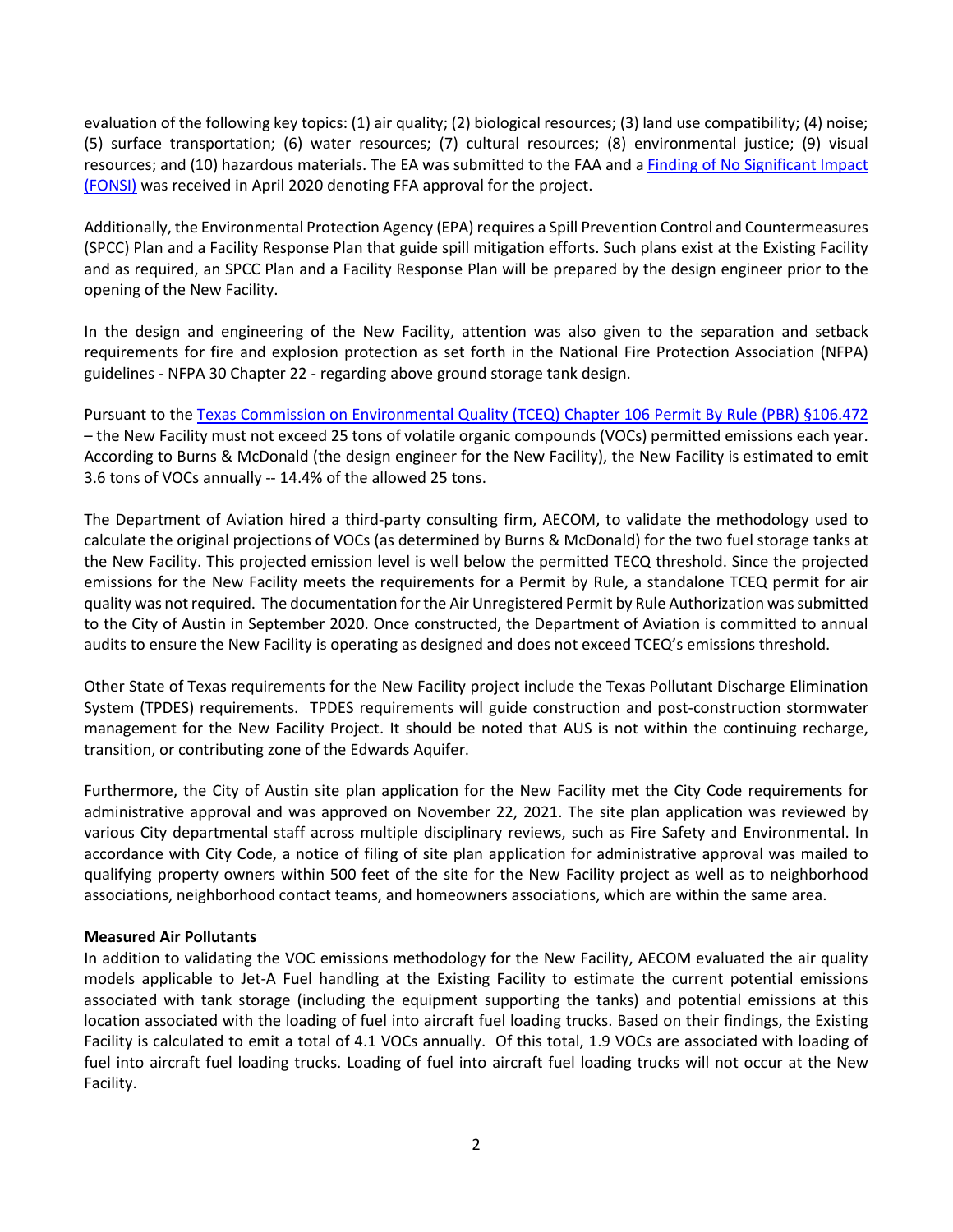evaluation of the following key topics: (1) air quality; (2) biological resources; (3) land use compatibility; (4) noise; (5) surface transportation; (6) water resources; (7) cultural resources; (8) environmental justice; (9) visual resources; and (10) hazardous materials. The EA was submitted to the FAA and a [Finding of No Significant Impact (FONSI)]() was received in April 2020 denoting FFA approval for the project.

Additionally, the Environmental Protection Agency (EPA) requires a Spill Prevention Control and Countermeasures (SPCC) Plan and a Facility Response Plan that guide spill mitigation efforts. Such plans exist at the Existing Facility and as required, an SPCC Plan and a Facility Response Plan will be prepared by the design engineer prior to the opening of the New Facility.

In the design and engineering of the New Facility, attention was also given to the separation and setback requirements for fire and explosion protection as set forth in the National Fire Protection Association (NFPA) guidelines - NFPA 30 Chapter 22 - regarding above ground storage tank design.

Pursuant to the [Texas Commission on Environmental Quality (TCEQ) Chapter 106 Permit By Rule (PBR) §106.472]() – the New Facility must not exceed 25 tons of volatile organic compounds (VOCs) permitted emissions each year. According to Burns & McDonald (the design engineer for the New Facility), the New Facility is estimated to emit 3.6 tons of VOCs annually -- 14.4% of the allowed 25 tons.

The Department of Aviation hired a third-party consulting firm, AECOM, to validate the methodology used to calculate the original projections of VOCs (as determined by Burns & McDonald) for the two fuel storage tanks at the New Facility. This projected emission level is well below the permitted TECQ threshold. Since the projected emissions for the New Facility meets the requirements for a Permit by Rule, a standalone TCEQ permit for air quality was not required. The documentation for the Air Unregistered Permit by Rule Authorization was submitted to the City of Austin in September 2020. Once constructed, the Department of Aviation is committed to annual audits to ensure the New Facility is operating as designed and does not exceed TCEQ's emissions threshold.

Other State of Texas requirements for the New Facility project include the Texas Pollutant Discharge Elimination System (TPDES) requirements. TPDES requirements will guide construction and post-construction stormwater management for the New Facility Project. It should be noted that AUS is not within the continuing recharge, transition, or contributing zone of the Edwards Aquifer.

Furthermore, the City of Austin site plan application for the New Facility met the City Code requirements for administrative approval and was approved on November 22, 2021. The site plan application was reviewed by various City departmental staff across multiple disciplinary reviews, such as Fire Safety and Environmental. In accordance with City Code, a notice of filing of site plan application for administrative approval was mailed to qualifying property owners within 500 feet of the site for the New Facility project as well as to neighborhood associations, neighborhood contact teams, and homeowners associations, which are within the same area.

**Measured Air Pollutants**

In addition to validating the VOC emissions methodology for the New Facility, AECOM evaluated the air quality models applicable to Jet-A Fuel handling at the Existing Facility to estimate the current potential emissions associated with tank storage (including the equipment supporting the tanks) and potential emissions at this location associated with the loading of fuel into aircraft fuel loading trucks. Based on their findings, the Existing Facility is calculated to emit a total of 4.1 VOCs annually. Of this total, 1.9 VOCs are associated with loading of fuel into aircraft fuel loading trucks. Loading of fuel into aircraft fuel loading trucks will not occur at the New Facility.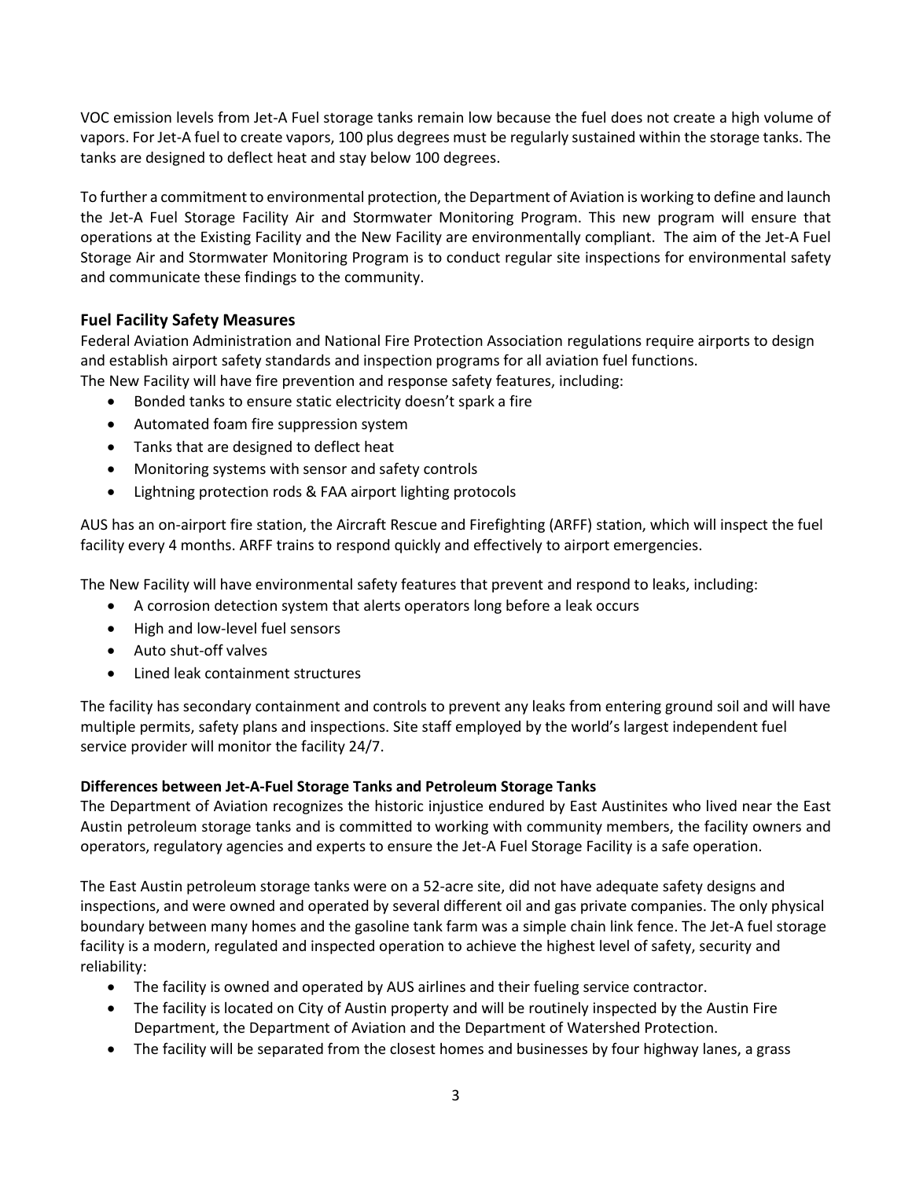VOC emission levels from Jet-A Fuel storage tanks remain low because the fuel does not create a high volume of vapors. For Jet-A fuel to create vapors, 100 plus degrees must be regularly sustained within the storage tanks. The tanks are designed to deflect heat and stay below 100 degrees.

To further a commitment to environmental protection, the Department of Aviation is working to define and launch the Jet-A Fuel Storage Facility Air and Stormwater Monitoring Program. This new program will ensure that operations at the Existing Facility and the New Facility are environmentally compliant. The aim of the Jet-A Fuel Storage Air and Stormwater Monitoring Program is to conduct regular site inspections for environmental safety and communicate these findings to the community.

## Fuel Facility Safety Measures

Federal Aviation Administration and National Fire Protection Association regulations require airports to design and establish airport safety standards and inspection programs for all aviation fuel functions.
The New Facility will have fire prevention and response safety features, including:

- Bonded tanks to ensure static electricity doesn't spark a fire
- Automated foam fire suppression system
- Tanks that are designed to deflect heat
- Monitoring systems with sensor and safety controls
- Lightning protection rods & FAA airport lighting protocols

AUS has an on-airport fire station, the Aircraft Rescue and Firefighting (ARFF) station, which will inspect the fuel facility every 4 months. ARFF trains to respond quickly and effectively to airport emergencies.

The New Facility will have environmental safety features that prevent and respond to leaks, including:

- A corrosion detection system that alerts operators long before a leak occurs
- High and low-level fuel sensors
- Auto shut-off valves
- Lined leak containment structures

The facility has secondary containment and controls to prevent any leaks from entering ground soil and will have multiple permits, safety plans and inspections. Site staff employed by the world's largest independent fuel service provider will monitor the facility 24/7.

### Differences between Jet-A-Fuel Storage Tanks and Petroleum Storage Tanks

The Department of Aviation recognizes the historic injustice endured by East Austinites who lived near the East Austin petroleum storage tanks and is committed to working with community members, the facility owners and operators, regulatory agencies and experts to ensure the Jet-A Fuel Storage Facility is a safe operation.

The East Austin petroleum storage tanks were on a 52-acre site, did not have adequate safety designs and inspections, and were owned and operated by several different oil and gas private companies. The only physical boundary between many homes and the gasoline tank farm was a simple chain link fence. The Jet-A fuel storage facility is a modern, regulated and inspected operation to achieve the highest level of safety, security and reliability:

- The facility is owned and operated by AUS airlines and their fueling service contractor.
- The facility is located on City of Austin property and will be routinely inspected by the Austin Fire Department, the Department of Aviation and the Department of Watershed Protection.
- The facility will be separated from the closest homes and businesses by four highway lanes, a grass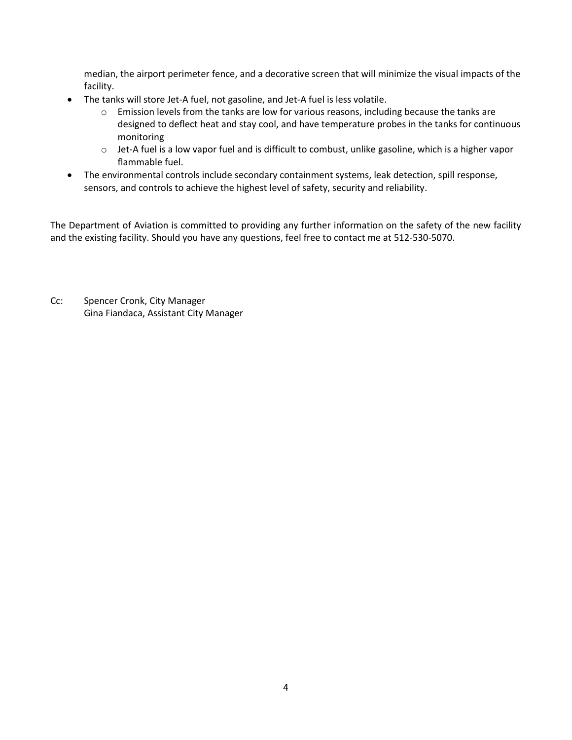median, the airport perimeter fence, and a decorative screen that will minimize the visual impacts of the facility.

- The tanks will store Jet-A fuel, not gasoline, and Jet-A fuel is less volatile.
  - Emission levels from the tanks are low for various reasons, including because the tanks are designed to deflect heat and stay cool, and have temperature probes in the tanks for continuous monitoring
  - Jet-A fuel is a low vapor fuel and is difficult to combust, unlike gasoline, which is a higher vapor flammable fuel.
- The environmental controls include secondary containment systems, leak detection, spill response, sensors, and controls to achieve the highest level of safety, security and reliability.

The Department of Aviation is committed to providing any further information on the safety of the new facility and the existing facility. Should you have any questions, feel free to contact me at 512-530-5070.

Cc: Spencer Cronk, City Manager
Gina Fiandaca, Assistant City Manager